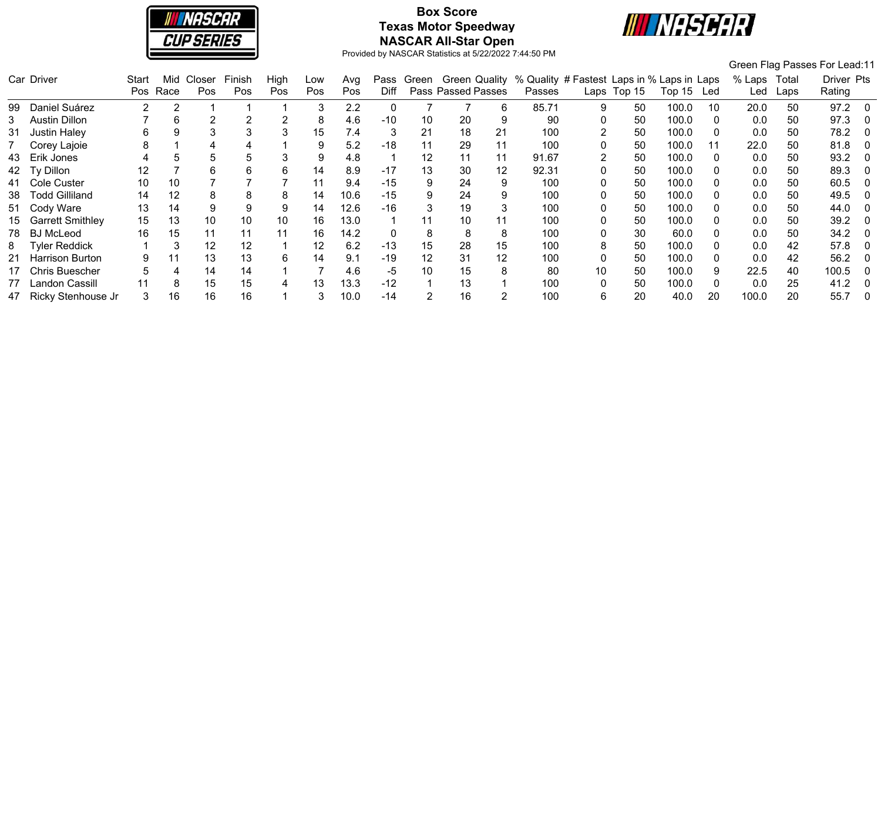# Box Score
## Texas Motor Speedway
## NASCAR All-Star Open

Provided by NASCAR Statistics at 5/22/2022 7:44:50 PM

Green Flag Passes For Lead:11

| Car | Driver | Start Pos | Mid Race | Closer Pos | Finish Pos | High Pos | Low Pos | Avg Pos | Pass Diff | Green Pass | Green Passed | Quality Passes | % Quality Passes | # Fastest Laps | Laps in Top 15 | % Laps in Top 15 | Laps Led | % Laps Led | Total Laps | Driver Rating | Pts |
|---|---|---|---|---|---|---|---|---|---|---|---|---|---|---|---|---|---|---|---|---|---|
| 99 | Daniel Suárez | 2 | 2 | 1 | 1 | 1 | 3 | 2.2 | 0 | 7 | 7 | 6 | 85.71 | 9 | 50 | 100.0 | 10 | 20.0 | 50 | 97.2 | 0 |
| 3 | Austin Dillon | 7 | 6 | 2 | 2 | 2 | 8 | 4.6 | -10 | 10 | 20 | 9 | 90 | 0 | 50 | 100.0 | 0 | 0.0 | 50 | 97.3 | 0 |
| 31 | Justin Haley | 6 | 9 | 3 | 3 | 3 | 15 | 7.4 | 3 | 21 | 18 | 21 | 100 | 2 | 50 | 100.0 | 0 | 0.0 | 50 | 78.2 | 0 |
| 7 | Corey Lajoie | 8 | 1 | 4 | 4 | 1 | 9 | 5.2 | -18 | 11 | 29 | 11 | 100 | 0 | 50 | 100.0 | 11 | 22.0 | 50 | 81.8 | 0 |
| 43 | Erik Jones | 4 | 5 | 5 | 5 | 3 | 9 | 4.8 | 1 | 12 | 11 | 11 | 91.67 | 2 | 50 | 100.0 | 0 | 0.0 | 50 | 93.2 | 0 |
| 42 | Ty Dillon | 12 | 7 | 6 | 6 | 6 | 14 | 8.9 | -17 | 13 | 30 | 12 | 92.31 | 0 | 50 | 100.0 | 0 | 0.0 | 50 | 89.3 | 0 |
| 41 | Cole Custer | 10 | 10 | 7 | 7 | 7 | 11 | 9.4 | -15 | 9 | 24 | 9 | 100 | 0 | 50 | 100.0 | 0 | 0.0 | 50 | 60.5 | 0 |
| 38 | Todd Gilliland | 14 | 12 | 8 | 8 | 8 | 14 | 10.6 | -15 | 9 | 24 | 9 | 100 | 0 | 50 | 100.0 | 0 | 0.0 | 50 | 49.5 | 0 |
| 51 | Cody Ware | 13 | 14 | 9 | 9 | 9 | 14 | 12.6 | -16 | 3 | 19 | 3 | 100 | 0 | 50 | 100.0 | 0 | 0.0 | 50 | 44.0 | 0 |
| 15 | Garrett Smithley | 15 | 13 | 10 | 10 | 10 | 16 | 13.0 | 1 | 11 | 10 | 11 | 100 | 0 | 50 | 100.0 | 0 | 0.0 | 50 | 39.2 | 0 |
| 78 | BJ McLeod | 16 | 15 | 11 | 11 | 11 | 16 | 14.2 | 0 | 8 | 8 | 8 | 100 | 0 | 30 | 60.0 | 0 | 0.0 | 50 | 34.2 | 0 |
| 8 | Tyler Reddick | 1 | 3 | 12 | 12 | 1 | 12 | 6.2 | -13 | 15 | 28 | 15 | 100 | 8 | 50 | 100.0 | 0 | 0.0 | 42 | 57.8 | 0 |
| 21 | Harrison Burton | 9 | 11 | 13 | 13 | 6 | 14 | 9.1 | -19 | 12 | 31 | 12 | 100 | 0 | 50 | 100.0 | 0 | 0.0 | 42 | 56.2 | 0 |
| 17 | Chris Buescher | 5 | 4 | 14 | 14 | 1 | 7 | 4.6 | -5 | 10 | 15 | 8 | 80 | 10 | 50 | 100.0 | 9 | 22.5 | 40 | 100.5 | 0 |
| 77 | Landon Cassill | 11 | 8 | 15 | 15 | 4 | 13 | 13.3 | -12 | 1 | 13 | 1 | 100 | 0 | 50 | 100.0 | 0 | 0.0 | 25 | 41.2 | 0 |
| 47 | Ricky Stenhouse Jr | 3 | 16 | 16 | 16 | 1 | 3 | 10.0 | -14 | 2 | 16 | 2 | 100 | 6 | 20 | 40.0 | 20 | 100.0 | 20 | 55.7 | 0 |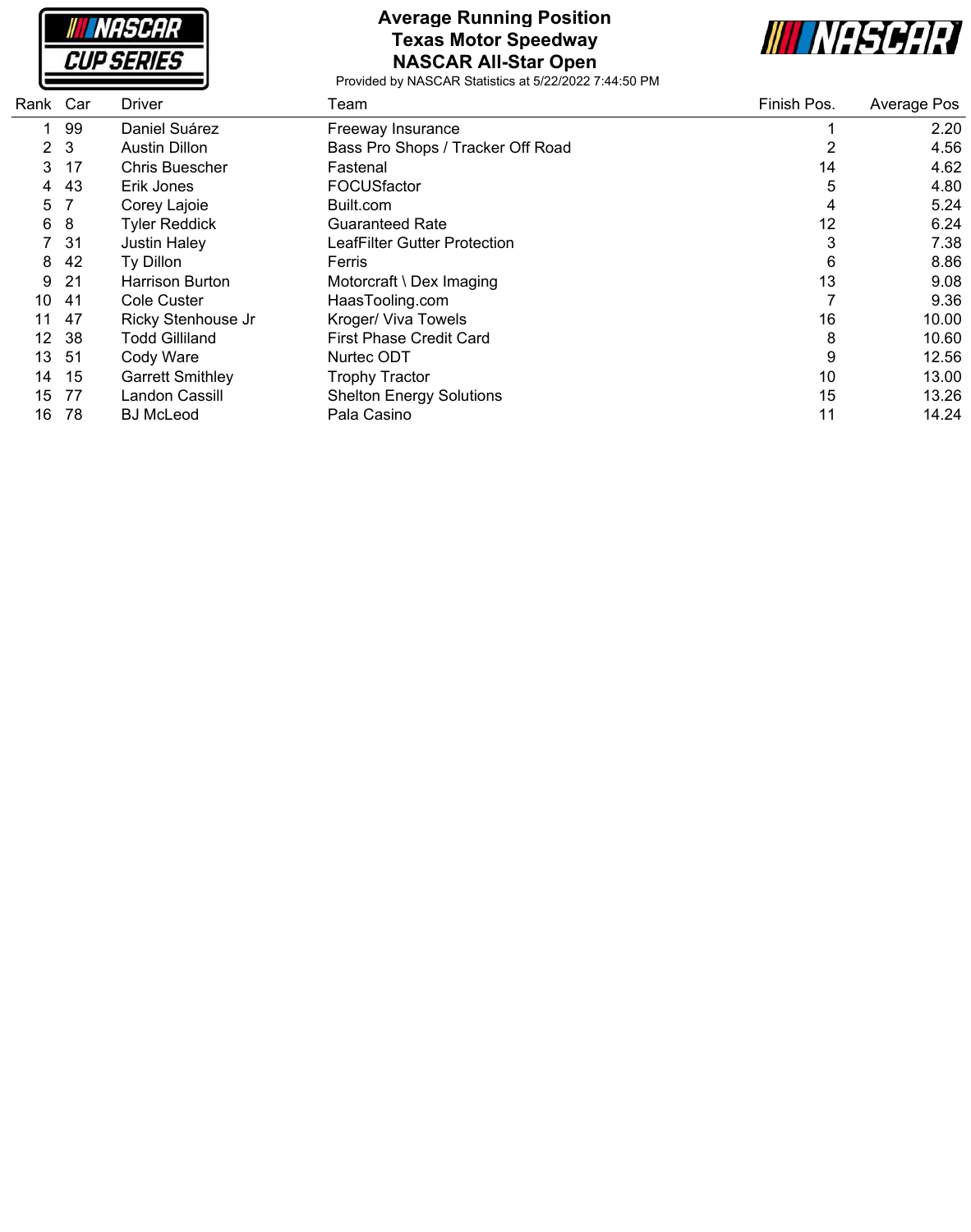# Average Running Position
## Texas Motor Speedway
## NASCAR All-Star Open

Provided by NASCAR Statistics at 5/22/2022 7:44:50 PM

| Rank | Car | Driver | Team | Finish Pos. | Average Pos |
|---|---|---|---|---|---|
| 1 | 99 | Daniel Suárez | Freeway Insurance | 1 | 2.20 |
| 2 | 3 | Austin Dillon | Bass Pro Shops / Tracker Off Road | 2 | 4.56 |
| 3 | 17 | Chris Buescher | Fastenal | 14 | 4.62 |
| 4 | 43 | Erik Jones | FOCUSfactor | 5 | 4.80 |
| 5 | 7 | Corey Lajoie | Built.com | 4 | 5.24 |
| 6 | 8 | Tyler Reddick | Guaranteed Rate | 12 | 6.24 |
| 7 | 31 | Justin Haley | LeafFilter Gutter Protection | 3 | 7.38 |
| 8 | 42 | Ty Dillon | Ferris | 6 | 8.86 |
| 9 | 21 | Harrison Burton | Motorcraft \ Dex Imaging | 13 | 9.08 |
| 10 | 41 | Cole Custer | HaasTooling.com | 7 | 9.36 |
| 11 | 47 | Ricky Stenhouse Jr | Kroger/ Viva Towels | 16 | 10.00 |
| 12 | 38 | Todd Gilliland | First Phase Credit Card | 8 | 10.60 |
| 13 | 51 | Cody Ware | Nurtec ODT | 9 | 12.56 |
| 14 | 15 | Garrett Smithley | Trophy Tractor | 10 | 13.00 |
| 15 | 77 | Landon Cassill | Shelton Energy Solutions | 15 | 13.26 |
| 16 | 78 | BJ McLeod | Pala Casino | 11 | 14.24 |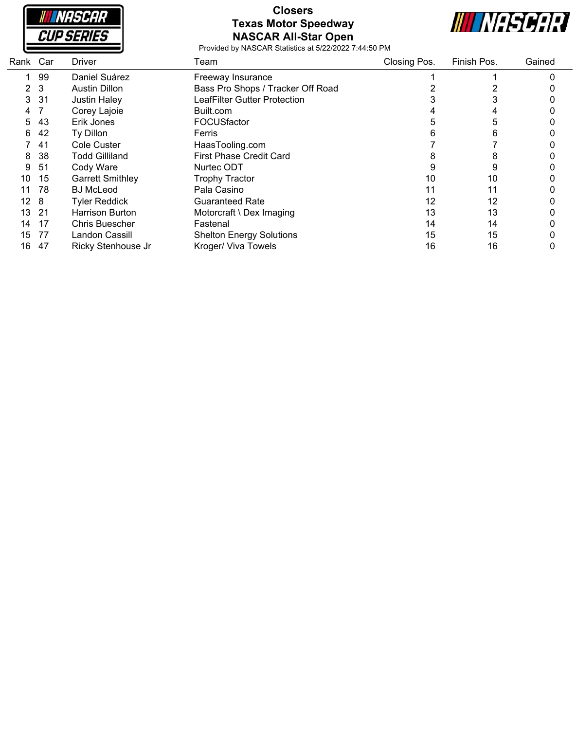# Closers
## Texas Motor Speedway
## NASCAR All-Star Open

Provided by NASCAR Statistics at 5/22/2022 7:44:50 PM

| Rank | Car | Driver | Team | Closing Pos. | Finish Pos. | Gained |
|---|---|---|---|---|---|---|
| 1 | 99 | Daniel Suárez | Freeway Insurance | 1 | 1 | 0 |
| 2 | 3 | Austin Dillon | Bass Pro Shops / Tracker Off Road | 2 | 2 | 0 |
| 3 | 31 | Justin Haley | LeafFilter Gutter Protection | 3 | 3 | 0 |
| 4 | 7 | Corey Lajoie | Built.com | 4 | 4 | 0 |
| 5 | 43 | Erik Jones | FOCUSfactor | 5 | 5 | 0 |
| 6 | 42 | Ty Dillon | Ferris | 6 | 6 | 0 |
| 7 | 41 | Cole Custer | HaasTooling.com | 7 | 7 | 0 |
| 8 | 38 | Todd Gilliland | First Phase Credit Card | 8 | 8 | 0 |
| 9 | 51 | Cody Ware | Nurtec ODT | 9 | 9 | 0 |
| 10 | 15 | Garrett Smithley | Trophy Tractor | 10 | 10 | 0 |
| 11 | 78 | BJ McLeod | Pala Casino | 11 | 11 | 0 |
| 12 | 8 | Tyler Reddick | Guaranteed Rate | 12 | 12 | 0 |
| 13 | 21 | Harrison Burton | Motorcraft \ Dex Imaging | 13 | 13 | 0 |
| 14 | 17 | Chris Buescher | Fastenal | 14 | 14 | 0 |
| 15 | 77 | Landon Cassill | Shelton Energy Solutions | 15 | 15 | 0 |
| 16 | 47 | Ricky Stenhouse Jr | Kroger/ Viva Towels | 16 | 16 | 0 |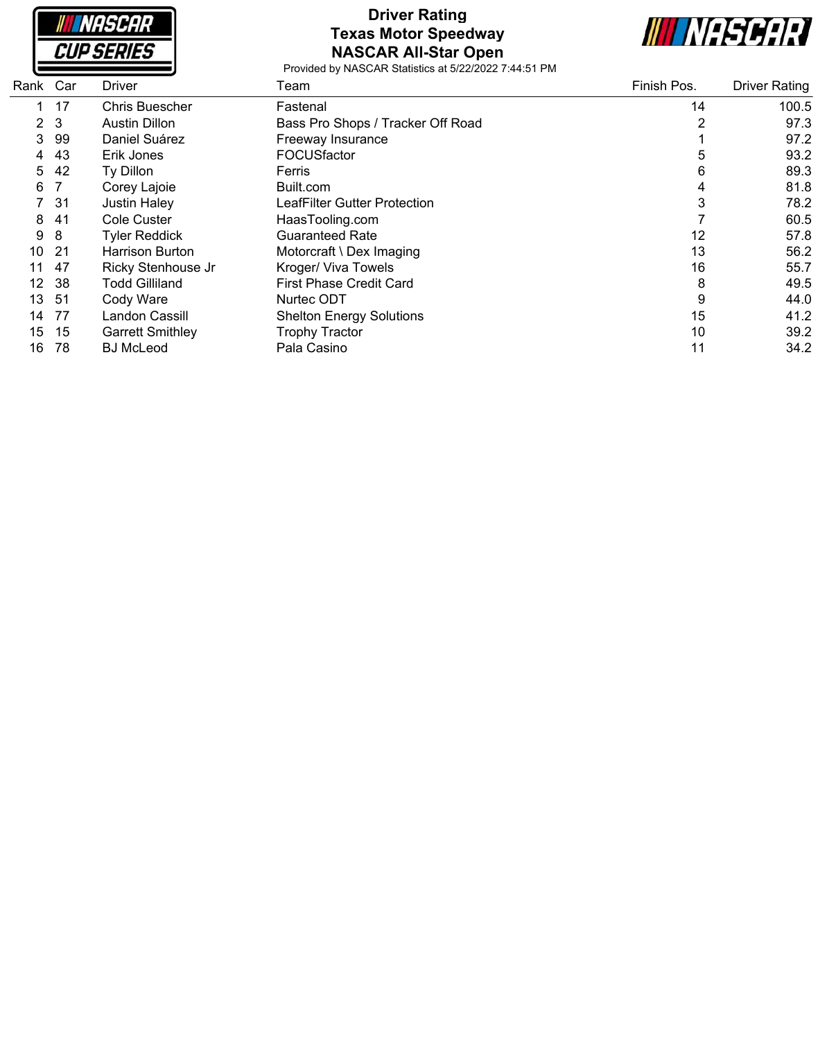# Driver Rating
## Texas Motor Speedway
## NASCAR All-Star Open

Provided by NASCAR Statistics at 5/22/2022 7:44:51 PM

| Rank | Car | Driver | Team | Finish Pos. | Driver Rating |
|---|---|---|---|---|---|
| 1 | 17 | Chris Buescher | Fastenal | 14 | 100.5 |
| 2 | 3 | Austin Dillon | Bass Pro Shops / Tracker Off Road | 2 | 97.3 |
| 3 | 99 | Daniel Suárez | Freeway Insurance | 1 | 97.2 |
| 4 | 43 | Erik Jones | FOCUSfactor | 5 | 93.2 |
| 5 | 42 | Ty Dillon | Ferris | 6 | 89.3 |
| 6 | 7 | Corey Lajoie | Built.com | 4 | 81.8 |
| 7 | 31 | Justin Haley | LeafFilter Gutter Protection | 3 | 78.2 |
| 8 | 41 | Cole Custer | HaasTooling.com | 7 | 60.5 |
| 9 | 8 | Tyler Reddick | Guaranteed Rate | 12 | 57.8 |
| 10 | 21 | Harrison Burton | Motorcraft \ Dex Imaging | 13 | 56.2 |
| 11 | 47 | Ricky Stenhouse Jr | Kroger/ Viva Towels | 16 | 55.7 |
| 12 | 38 | Todd Gilliland | First Phase Credit Card | 8 | 49.5 |
| 13 | 51 | Cody Ware | Nurtec ODT | 9 | 44.0 |
| 14 | 77 | Landon Cassill | Shelton Energy Solutions | 15 | 41.2 |
| 15 | 15 | Garrett Smithley | Trophy Tractor | 10 | 39.2 |
| 16 | 78 | BJ McLeod | Pala Casino | 11 | 34.2 |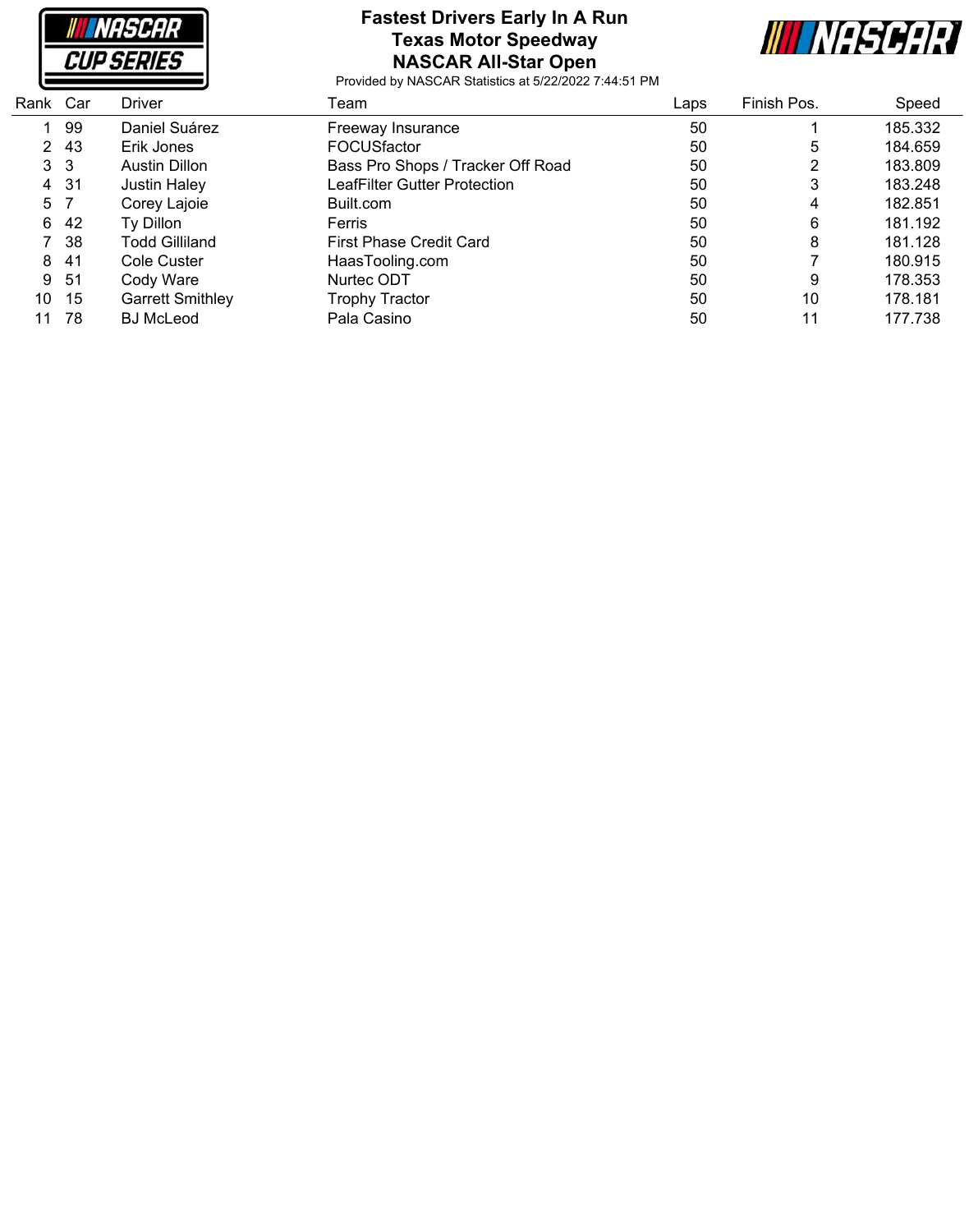# Fastest Drivers Early In A Run
## Texas Motor Speedway
## NASCAR All-Star Open

Provided by NASCAR Statistics at 5/22/2022 7:44:51 PM

| Rank | Car | Driver | Team | Laps | Finish Pos. | Speed |
|---|---|---|---|---|---|---|
| 1 | 99 | Daniel Suárez | Freeway Insurance | 50 | 1 | 185.332 |
| 2 | 43 | Erik Jones | FOCUSfactor | 50 | 5 | 184.659 |
| 3 | 3 | Austin Dillon | Bass Pro Shops / Tracker Off Road | 50 | 2 | 183.809 |
| 4 | 31 | Justin Haley | LeafFilter Gutter Protection | 50 | 3 | 183.248 |
| 5 | 7 | Corey Lajoie | Built.com | 50 | 4 | 182.851 |
| 6 | 42 | Ty Dillon | Ferris | 50 | 6 | 181.192 |
| 7 | 38 | Todd Gilliland | First Phase Credit Card | 50 | 8 | 181.128 |
| 8 | 41 | Cole Custer | HaasTooling.com | 50 | 7 | 180.915 |
| 9 | 51 | Cody Ware | Nurtec ODT | 50 | 9 | 178.353 |
| 10 | 15 | Garrett Smithley | Trophy Tractor | 50 | 10 | 178.181 |
| 11 | 78 | BJ McLeod | Pala Casino | 50 | 11 | 177.738 |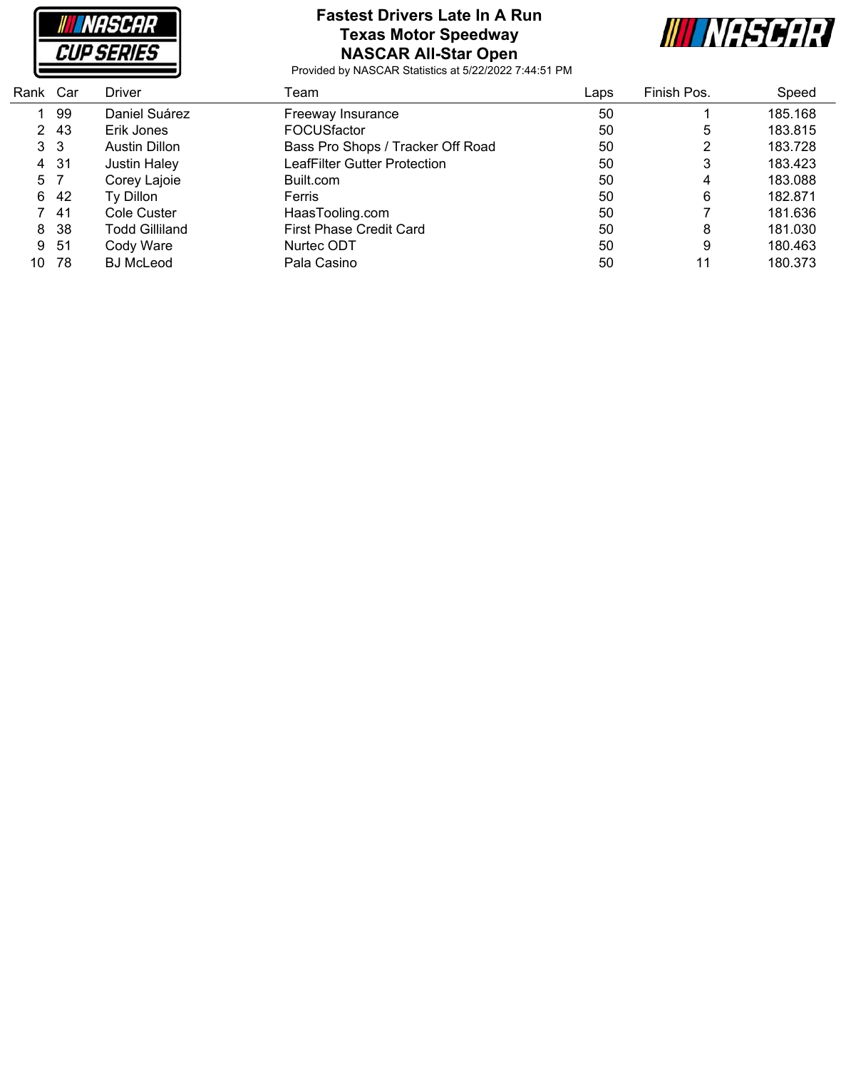# Fastest Drivers Late In A Run
## Texas Motor Speedway
## NASCAR All-Star Open

Provided by NASCAR Statistics at 5/22/2022 7:44:51 PM

| Rank | Car | Driver | Team | Laps | Finish Pos. | Speed |
|---|---|---|---|---|---|---|
| 1 | 99 | Daniel Suárez | Freeway Insurance | 50 | 1 | 185.168 |
| 2 | 43 | Erik Jones | FOCUSfactor | 50 | 5 | 183.815 |
| 3 | 3 | Austin Dillon | Bass Pro Shops / Tracker Off Road | 50 | 2 | 183.728 |
| 4 | 31 | Justin Haley | LeafFilter Gutter Protection | 50 | 3 | 183.423 |
| 5 | 7 | Corey Lajoie | Built.com | 50 | 4 | 183.088 |
| 6 | 42 | Ty Dillon | Ferris | 50 | 6 | 182.871 |
| 7 | 41 | Cole Custer | HaasTooling.com | 50 | 7 | 181.636 |
| 8 | 38 | Todd Gilliland | First Phase Credit Card | 50 | 8 | 181.030 |
| 9 | 51 | Cody Ware | Nurtec ODT | 50 | 9 | 180.463 |
| 10 | 78 | BJ McLeod | Pala Casino | 50 | 11 | 180.373 |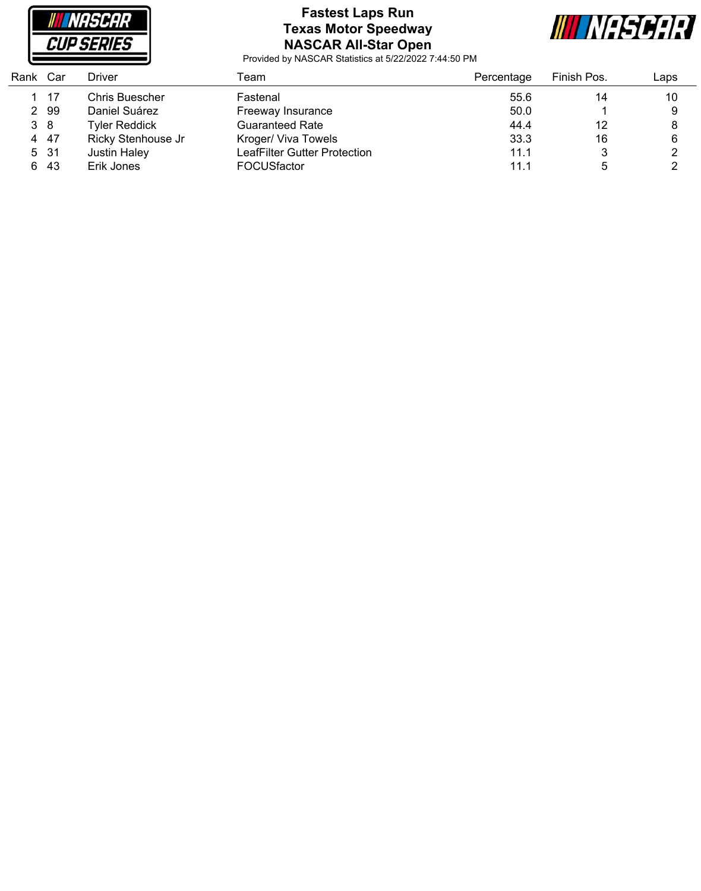# Fastest Laps Run
## Texas Motor Speedway
## NASCAR All-Star Open

Provided by NASCAR Statistics at 5/22/2022 7:44:50 PM

| Rank | Car | Driver | Team | Percentage | Finish Pos. | Laps |
|---|---|---|---|---|---|---|
| 1 | 17 | Chris Buescher | Fastenal | 55.6 | 14 | 10 |
| 2 | 99 | Daniel Suárez | Freeway Insurance | 50.0 | 1 | 9 |
| 3 | 8 | Tyler Reddick | Guaranteed Rate | 44.4 | 12 | 8 |
| 4 | 47 | Ricky Stenhouse Jr | Kroger/ Viva Towels | 33.3 | 16 | 6 |
| 5 | 31 | Justin Haley | LeafFilter Gutter Protection | 11.1 | 3 | 2 |
| 6 | 43 | Erik Jones | FOCUSfactor | 11.1 | 5 | 2 |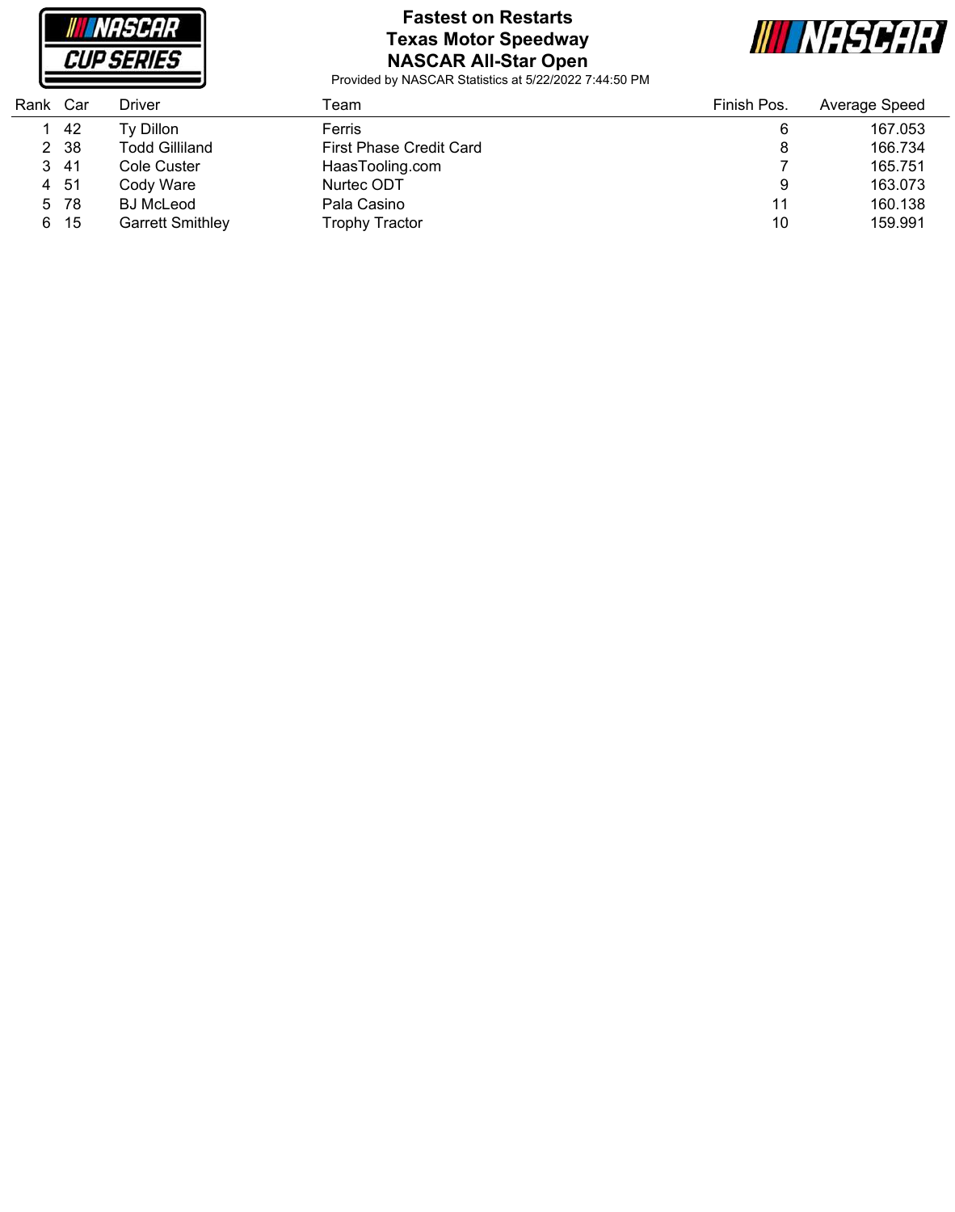# Fastest on Restarts
## Texas Motor Speedway
## NASCAR All-Star Open

Provided by NASCAR Statistics at 5/22/2022 7:44:50 PM

| Rank | Car | Driver | Team | Finish Pos. | Average Speed |
|---|---|---|---|---|---|
| 1 | 42 | Ty Dillon | Ferris | 6 | 167.053 |
| 2 | 38 | Todd Gilliland | First Phase Credit Card | 8 | 166.734 |
| 3 | 41 | Cole Custer | HaasTooling.com | 7 | 165.751 |
| 4 | 51 | Cody Ware | Nurtec ODT | 9 | 163.073 |
| 5 | 78 | BJ McLeod | Pala Casino | 11 | 160.138 |
| 6 | 15 | Garrett Smithley | Trophy Tractor | 10 | 159.991 |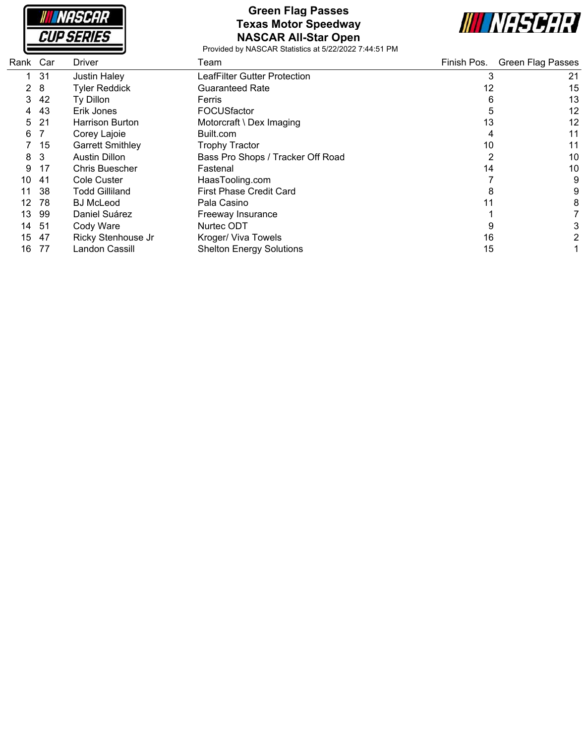# Green Flag Passes
## Texas Motor Speedway
## NASCAR All-Star Open

Provided by NASCAR Statistics at 5/22/2022 7:44:51 PM

| Rank | Car | Driver | Team | Finish Pos. | Green Flag Passes |
|---|---|---|---|---|---|
| 1 | 31 | Justin Haley | LeafFilter Gutter Protection | 3 | 21 |
| 2 | 8 | Tyler Reddick | Guaranteed Rate | 12 | 15 |
| 3 | 42 | Ty Dillon | Ferris | 6 | 13 |
| 4 | 43 | Erik Jones | FOCUSfactor | 5 | 12 |
| 5 | 21 | Harrison Burton | Motorcraft \ Dex Imaging | 13 | 12 |
| 6 | 7 | Corey Lajoie | Built.com | 4 | 11 |
| 7 | 15 | Garrett Smithley | Trophy Tractor | 10 | 11 |
| 8 | 3 | Austin Dillon | Bass Pro Shops / Tracker Off Road | 2 | 10 |
| 9 | 17 | Chris Buescher | Fastenal | 14 | 10 |
| 10 | 41 | Cole Custer | HaasTooling.com | 7 | 9 |
| 11 | 38 | Todd Gilliland | First Phase Credit Card | 8 | 9 |
| 12 | 78 | BJ McLeod | Pala Casino | 11 | 8 |
| 13 | 99 | Daniel Suárez | Freeway Insurance | 1 | 7 |
| 14 | 51 | Cody Ware | Nurtec ODT | 9 | 3 |
| 15 | 47 | Ricky Stenhouse Jr | Kroger/ Viva Towels | 16 | 2 |
| 16 | 77 | Landon Cassill | Shelton Energy Solutions | 15 | 1 |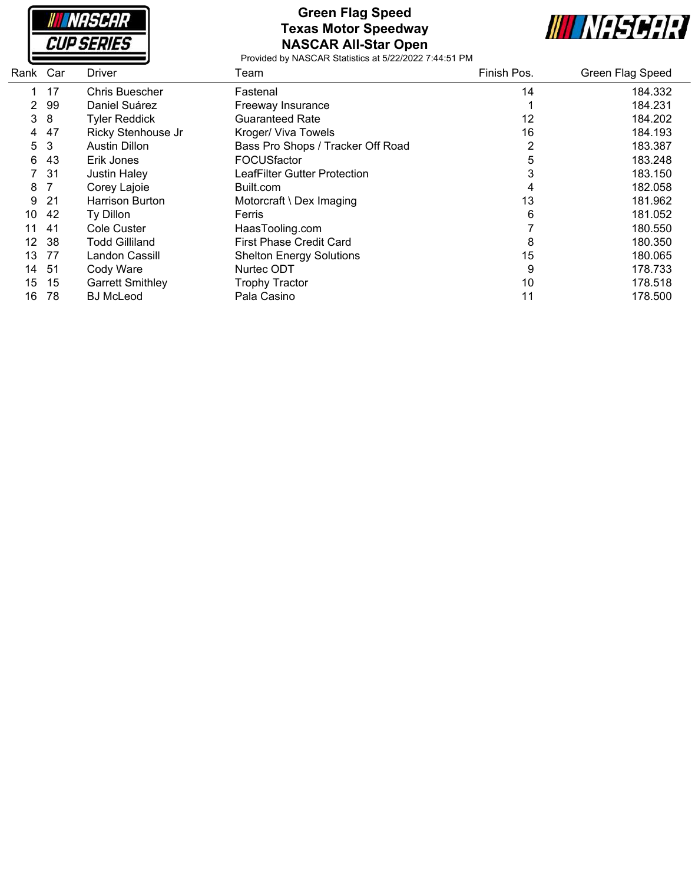# Green Flag Speed
## Texas Motor Speedway
## NASCAR All-Star Open

Provided by NASCAR Statistics at 5/22/2022 7:44:51 PM

| Rank | Car | Driver | Team | Finish Pos. | Green Flag Speed |
|---|---|---|---|---|---|
| 1 | 17 | Chris Buescher | Fastenal | 14 | 184.332 |
| 2 | 99 | Daniel Suárez | Freeway Insurance | 1 | 184.231 |
| 3 | 8 | Tyler Reddick | Guaranteed Rate | 12 | 184.202 |
| 4 | 47 | Ricky Stenhouse Jr | Kroger/ Viva Towels | 16 | 184.193 |
| 5 | 3 | Austin Dillon | Bass Pro Shops / Tracker Off Road | 2 | 183.387 |
| 6 | 43 | Erik Jones | FOCUSfactor | 5 | 183.248 |
| 7 | 31 | Justin Haley | LeafFilter Gutter Protection | 3 | 183.150 |
| 8 | 7 | Corey Lajoie | Built.com | 4 | 182.058 |
| 9 | 21 | Harrison Burton | Motorcraft \ Dex Imaging | 13 | 181.962 |
| 10 | 42 | Ty Dillon | Ferris | 6 | 181.052 |
| 11 | 41 | Cole Custer | HaasTooling.com | 7 | 180.550 |
| 12 | 38 | Todd Gilliland | First Phase Credit Card | 8 | 180.350 |
| 13 | 77 | Landon Cassill | Shelton Energy Solutions | 15 | 180.065 |
| 14 | 51 | Cody Ware | Nurtec ODT | 9 | 178.733 |
| 15 | 15 | Garrett Smithley | Trophy Tractor | 10 | 178.518 |
| 16 | 78 | BJ McLeod | Pala Casino | 11 | 178.500 |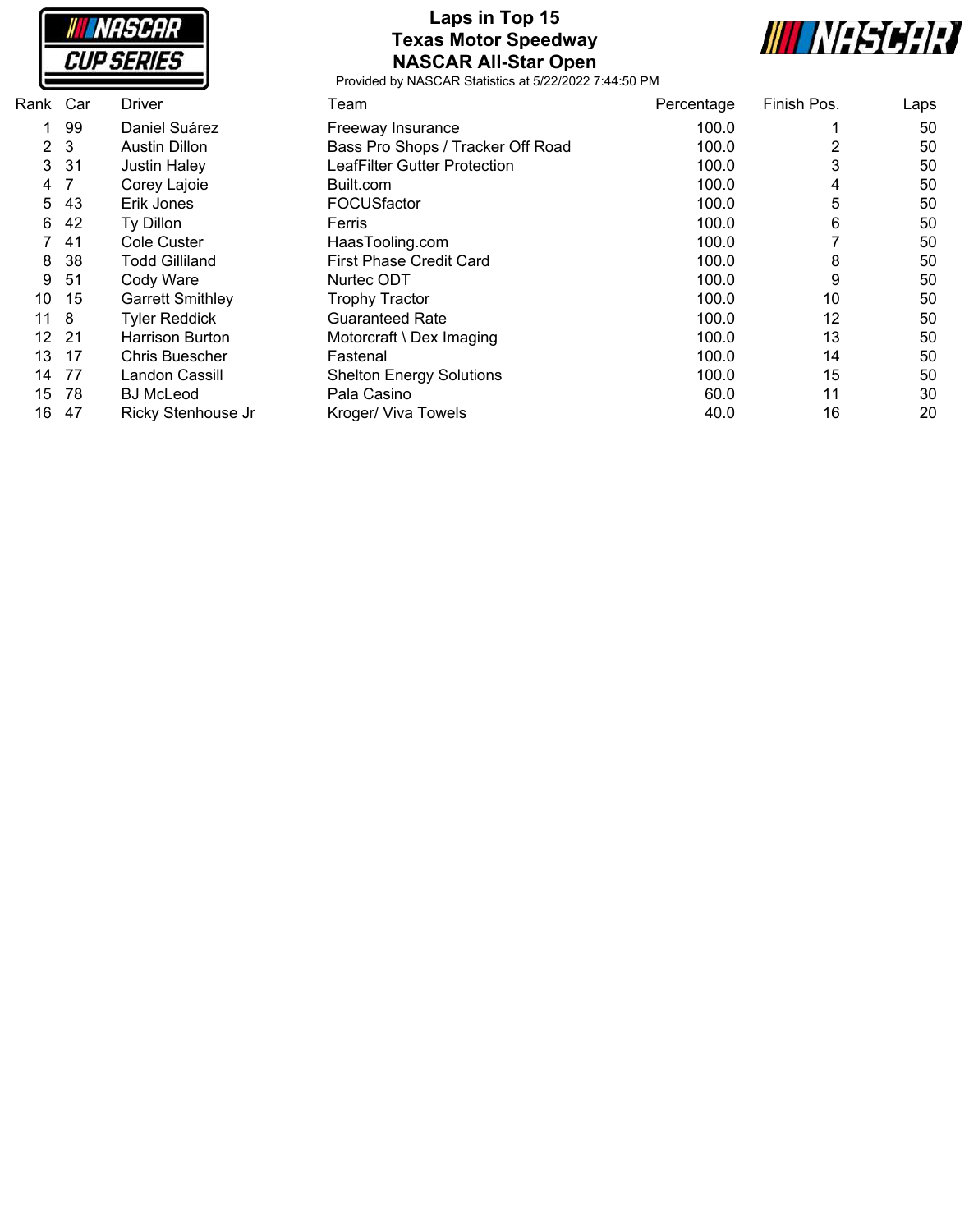# Laps in Top 15
## Texas Motor Speedway
## NASCAR All-Star Open

Provided by NASCAR Statistics at 5/22/2022 7:44:50 PM

| Rank | Car | Driver | Team | Percentage | Finish Pos. | Laps |
|---|---|---|---|---|---|---|
| 1 | 99 | Daniel Suárez | Freeway Insurance | 100.0 | 1 | 50 |
| 2 | 3 | Austin Dillon | Bass Pro Shops / Tracker Off Road | 100.0 | 2 | 50 |
| 3 | 31 | Justin Haley | LeafFilter Gutter Protection | 100.0 | 3 | 50 |
| 4 | 7 | Corey Lajoie | Built.com | 100.0 | 4 | 50 |
| 5 | 43 | Erik Jones | FOCUSfactor | 100.0 | 5 | 50 |
| 6 | 42 | Ty Dillon | Ferris | 100.0 | 6 | 50 |
| 7 | 41 | Cole Custer | HaasTooling.com | 100.0 | 7 | 50 |
| 8 | 38 | Todd Gilliland | First Phase Credit Card | 100.0 | 8 | 50 |
| 9 | 51 | Cody Ware | Nurtec ODT | 100.0 | 9 | 50 |
| 10 | 15 | Garrett Smithley | Trophy Tractor | 100.0 | 10 | 50 |
| 11 | 8 | Tyler Reddick | Guaranteed Rate | 100.0 | 12 | 50 |
| 12 | 21 | Harrison Burton | Motorcraft \ Dex Imaging | 100.0 | 13 | 50 |
| 13 | 17 | Chris Buescher | Fastenal | 100.0 | 14 | 50 |
| 14 | 77 | Landon Cassill | Shelton Energy Solutions | 100.0 | 15 | 50 |
| 15 | 78 | BJ McLeod | Pala Casino | 60.0 | 11 | 30 |
| 16 | 47 | Ricky Stenhouse Jr | Kroger/ Viva Towels | 40.0 | 16 | 20 |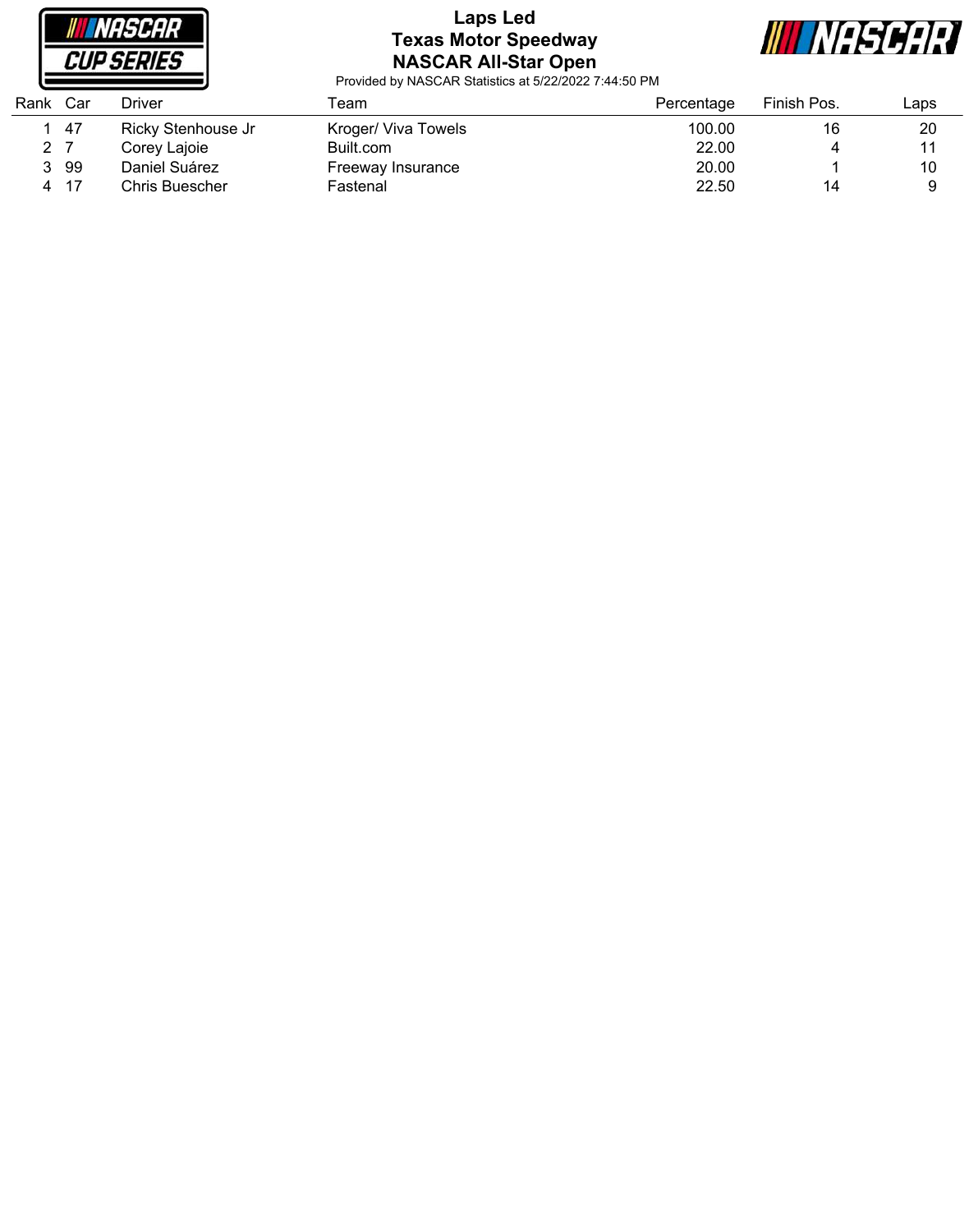# Laps Led
## Texas Motor Speedway
## NASCAR All-Star Open

Provided by NASCAR Statistics at 5/22/2022 7:44:50 PM

| Rank | Car | Driver | Team | Percentage | Finish Pos. | Laps |
|---|---|---|---|---|---|---|
| 1 | 47 | Ricky Stenhouse Jr | Kroger/ Viva Towels | 100.00 | 16 | 20 |
| 2 | 7 | Corey Lajoie | Built.com | 22.00 | 4 | 11 |
| 3 | 99 | Daniel Suárez | Freeway Insurance | 20.00 | 1 | 10 |
| 4 | 17 | Chris Buescher | Fastenal | 22.50 | 14 | 9 |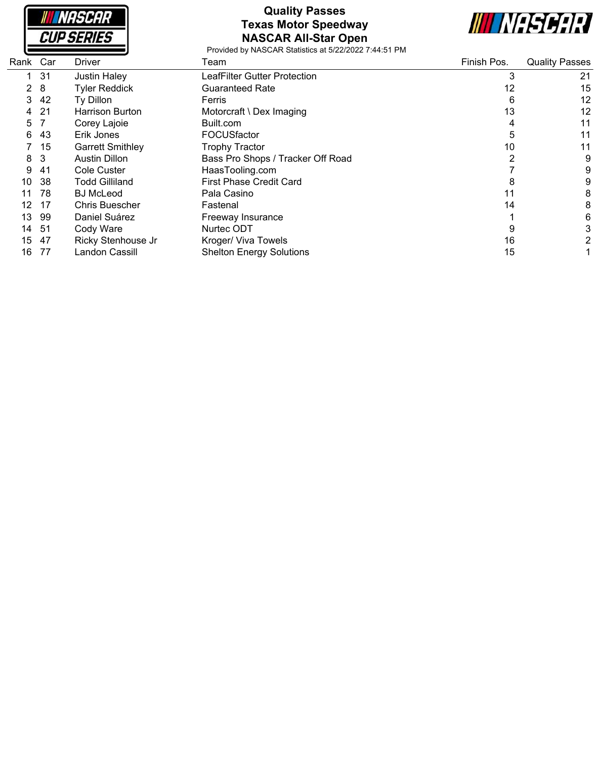# Quality Passes
## Texas Motor Speedway
## NASCAR All-Star Open

Provided by NASCAR Statistics at 5/22/2022 7:44:51 PM

| Rank | Car | Driver | Team | Finish Pos. | Quality Passes |
|---|---|---|---|---|---|
| 1 | 31 | Justin Haley | LeafFilter Gutter Protection | 3 | 21 |
| 2 | 8 | Tyler Reddick | Guaranteed Rate | 12 | 15 |
| 3 | 42 | Ty Dillon | Ferris | 6 | 12 |
| 4 | 21 | Harrison Burton | Motorcraft \ Dex Imaging | 13 | 12 |
| 5 | 7 | Corey Lajoie | Built.com | 4 | 11 |
| 6 | 43 | Erik Jones | FOCUSfactor | 5 | 11 |
| 7 | 15 | Garrett Smithley | Trophy Tractor | 10 | 11 |
| 8 | 3 | Austin Dillon | Bass Pro Shops / Tracker Off Road | 2 | 9 |
| 9 | 41 | Cole Custer | HaasTooling.com | 7 | 9 |
| 10 | 38 | Todd Gilliland | First Phase Credit Card | 8 | 9 |
| 11 | 78 | BJ McLeod | Pala Casino | 11 | 8 |
| 12 | 17 | Chris Buescher | Fastenal | 14 | 8 |
| 13 | 99 | Daniel Suárez | Freeway Insurance | 1 | 6 |
| 14 | 51 | Cody Ware | Nurtec ODT | 9 | 3 |
| 15 | 47 | Ricky Stenhouse Jr | Kroger/ Viva Towels | 16 | 2 |
| 16 | 77 | Landon Cassill | Shelton Energy Solutions | 15 | 1 |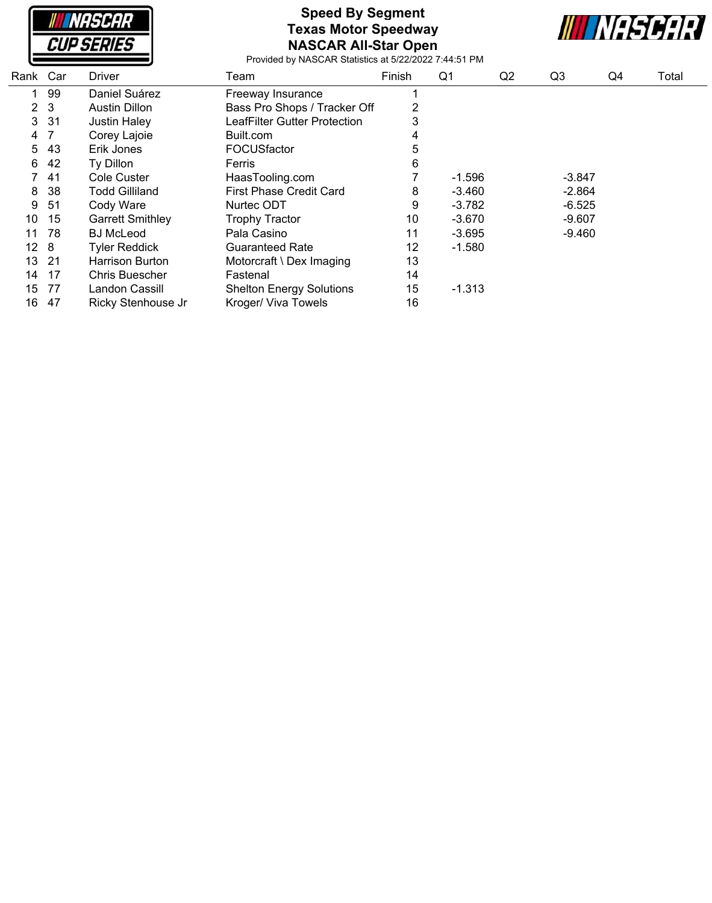**Speed By Segment**
**Texas Motor Speedway**
**NASCAR All-Star Open**

Provided by NASCAR Statistics at 5/22/2022 7:44:51 PM

| Rank | Car | Driver | Team | Finish | Q1 | Q2 | Q3 | Q4 | Total |
|---|---|---|---|---|---|---|---|---|---|
| 1 | 99 | Daniel Suárez | Freeway Insurance | 1 | | | | | |
| 2 | 3 | Austin Dillon | Bass Pro Shops / Tracker Off | 2 | | | | | |
| 3 | 31 | Justin Haley | LeafFilter Gutter Protection | 3 | | | | | |
| 4 | 7 | Corey Lajoie | Built.com | 4 | | | | | |
| 5 | 43 | Erik Jones | FOCUSfactor | 5 | | | | | |
| 6 | 42 | Ty Dillon | Ferris | 6 | | | | | |
| 7 | 41 | Cole Custer | HaasTooling.com | 7 | -1.596 | | -3.847 | | |
| 8 | 38 | Todd Gilliland | First Phase Credit Card | 8 | -3.460 | | -2.864 | | |
| 9 | 51 | Cody Ware | Nurtec ODT | 9 | -3.782 | | -6.525 | | |
| 10 | 15 | Garrett Smithley | Trophy Tractor | 10 | -3.670 | | -9.607 | | |
| 11 | 78 | BJ McLeod | Pala Casino | 11 | -3.695 | | -9.460 | | |
| 12 | 8 | Tyler Reddick | Guaranteed Rate | 12 | -1.580 | | | | |
| 13 | 21 | Harrison Burton | Motorcraft \ Dex Imaging | 13 | | | | | |
| 14 | 17 | Chris Buescher | Fastenal | 14 | | | | | |
| 15 | 77 | Landon Cassill | Shelton Energy Solutions | 15 | -1.313 | | | | |
| 16 | 47 | Ricky Stenhouse Jr | Kroger/ Viva Towels | 16 | | | | | |